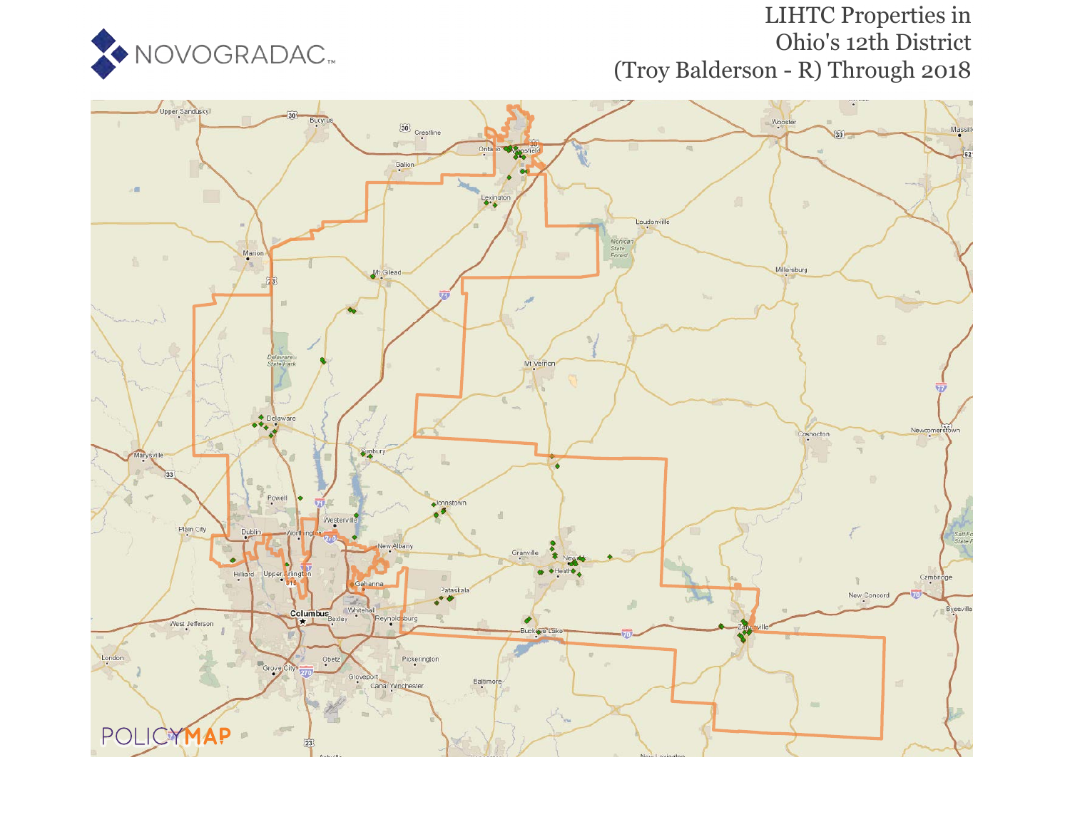# LIHTC Properties in Ohio's 12th District (Troy Balderson - R) Through 2018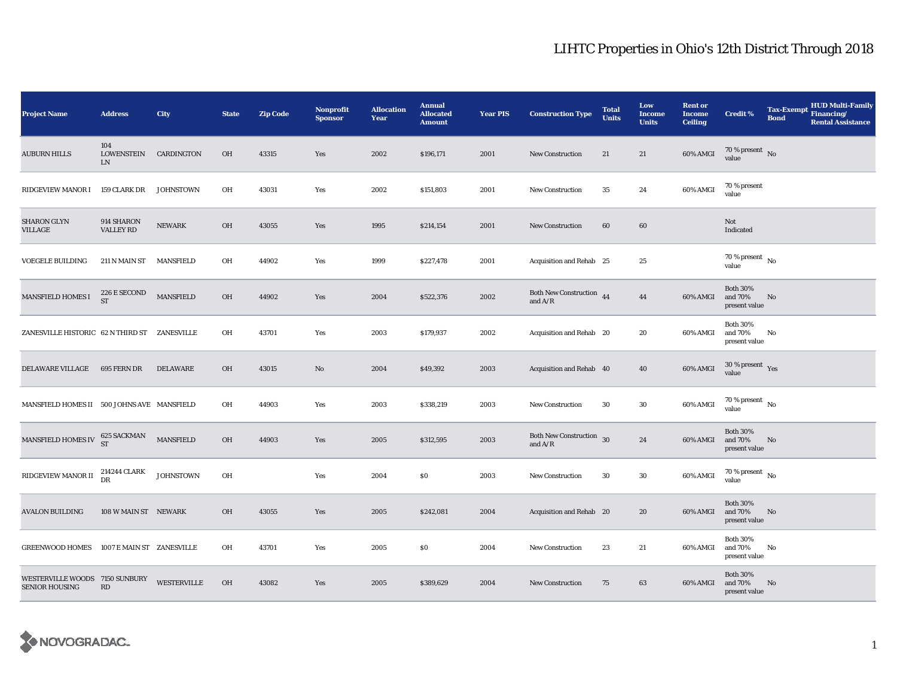# LIHTC Properties in Ohio's 12th District Through 2018

| Project Name | Address | City | State | Zip Code | Nonprofit Sponsor | Allocation Year | Annual Allocated Amount | Year PIS | Construction Type | Total Units | Low Income Units | Rent or Income Ceiling | Credit % | Tax-Exempt Bond | HUD Multi-Family Financing/ Rental Assistance |
|---|---|---|---|---|---|---|---|---|---|---|---|---|---|---|---|
| AUBURN HILLS | 104 LOWENSTEIN LN | CARDINGTON | OH | 43315 | Yes | 2002 | $196,171 | 2001 | New Construction | 21 | 21 | 60% AMGI | 70 % present value | No | |
| RIDGEVIEW MANOR I | 159 CLARK DR | JOHNSTOWN | OH | 43031 | Yes | 2002 | $151,803 | 2001 | New Construction | 35 | 24 | 60% AMGI | 70 % present value | | |
| SHARON GLYN VILLAGE | 914 SHARON VALLEY RD | NEWARK | OH | 43055 | Yes | 1995 | $214,154 | 2001 | New Construction | 60 | 60 | | Not Indicated | | |
| VOEGELE BUILDING | 211 N MAIN ST | MANSFIELD | OH | 44902 | Yes | 1999 | $227,478 | 2001 | Acquisition and Rehab | 25 | 25 | | 70 % present value | No | |
| MANSFIELD HOMES I | 226 E SECOND ST | MANSFIELD | OH | 44902 | Yes | 2004 | $522,376 | 2002 | Both New Construction and A/R | 44 | 44 | 60% AMGI | Both 30% and 70% present value | No | |
| ZANESVILLE HISTORIC | 62 N THIRD ST | ZANESVILLE | OH | 43701 | Yes | 2003 | $179,937 | 2002 | Acquisition and Rehab | 20 | 20 | 60% AMGI | Both 30% and 70% present value | No | |
| DELAWARE VILLAGE | 695 FERN DR | DELAWARE | OH | 43015 | No | 2004 | $49,392 | 2003 | Acquisition and Rehab | 40 | 40 | 60% AMGI | 30 % present value | Yes | |
| MANSFIELD HOMES II | 500 JOHNS AVE | MANSFIELD | OH | 44903 | Yes | 2003 | $338,219 | 2003 | New Construction | 30 | 30 | 60% AMGI | 70 % present value | No | |
| MANSFIELD HOMES IV | 625 SACKMAN ST | MANSFIELD | OH | 44903 | Yes | 2005 | $312,595 | 2003 | Both New Construction and A/R | 30 | 24 | 60% AMGI | Both 30% and 70% present value | No | |
| RIDGEVIEW MANOR II | 214244 CLARK DR | JOHNSTOWN | OH | | Yes | 2004 | $0 | 2003 | New Construction | 30 | 30 | 60% AMGI | 70 % present value | No | |
| AVALON BUILDING | 108 W MAIN ST | NEWARK | OH | 43055 | Yes | 2005 | $242,081 | 2004 | Acquisition and Rehab | 20 | 20 | 60% AMGI | Both 30% and 70% present value | No | |
| GREENWOOD HOMES | 1007 E MAIN ST | ZANESVILLE | OH | 43701 | Yes | 2005 | $0 | 2004 | New Construction | 23 | 21 | 60% AMGI | Both 30% and 70% present value | No | |
| WESTERVILLE WOODS SENIOR HOUSING | 7150 SUNBURY RD | WESTERVILLE | OH | 43082 | Yes | 2005 | $389,629 | 2004 | New Construction | 75 | 63 | 60% AMGI | Both 30% and 70% present value | No | |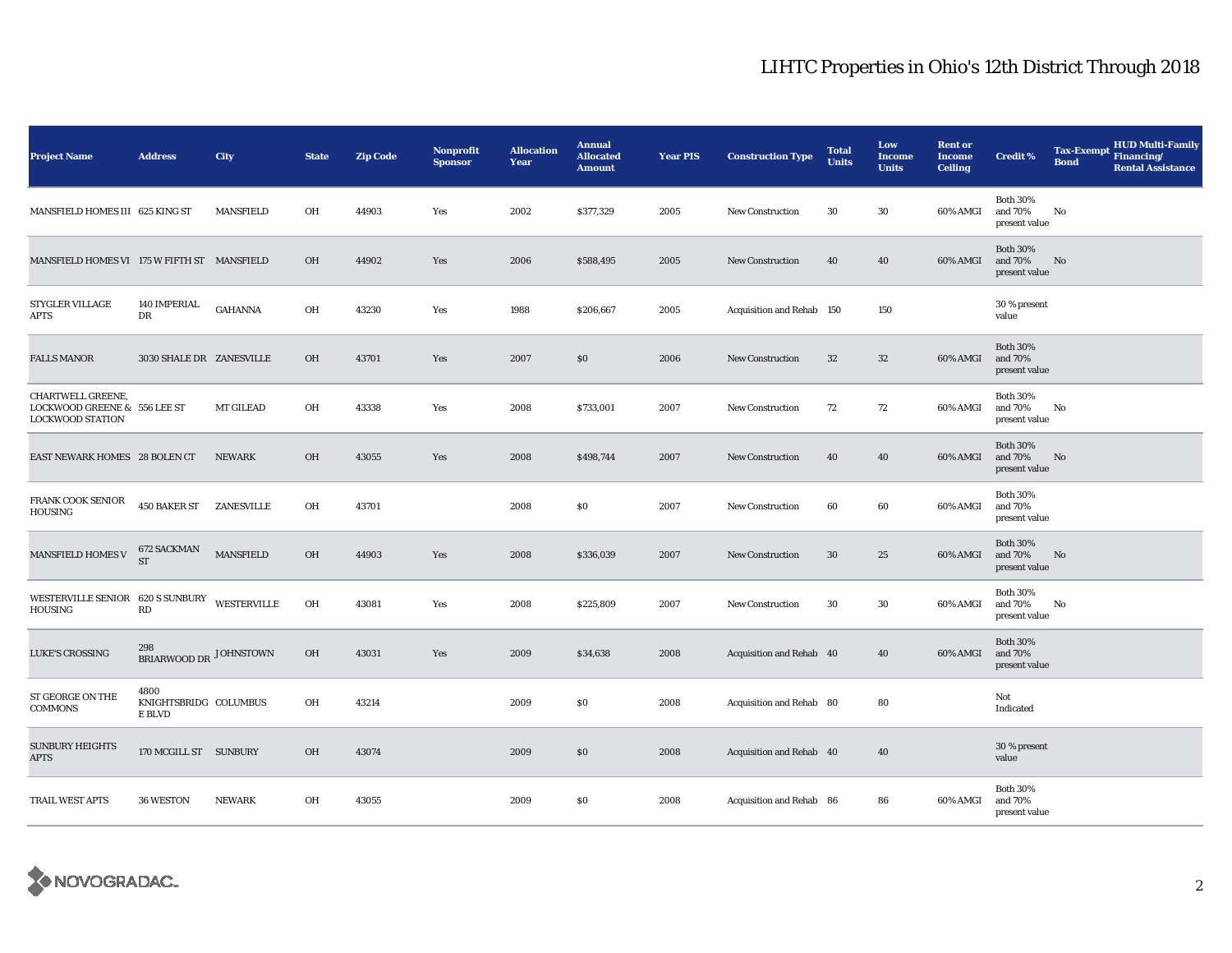# LIHTC Properties in Ohio's 12th District Through 2018

| Project Name | Address | City | State | Zip Code | Nonprofit Sponsor | Allocation Year | Annual Allocated Amount | Year PIS | Construction Type | Total Units | Low Income Units | Rent or Income Ceiling | Credit % | Tax-Exempt Bond | HUD Multi-Family Financing/ Rental Assistance |
|---|---|---|---|---|---|---|---|---|---|---|---|---|---|---|---|
| MANSFIELD HOMES III | 625 KING ST | MANSFIELD | OH | 44903 | Yes | 2002 | $377,329 | 2005 | New Construction | 30 | 30 | 60% AMGI | Both 30% and 70% present value | No | |
| MANSFIELD HOMES VI | 175 W FIFTH ST | MANSFIELD | OH | 44902 | Yes | 2006 | $588,495 | 2005 | New Construction | 40 | 40 | 60% AMGI | Both 30% and 70% present value | No | |
| STYGLER VILLAGE APTS | 140 IMPERIAL DR | GAHANNA | OH | 43230 | Yes | 1988 | $206,667 | 2005 | Acquisition and Rehab | 150 | 150 | | 30 % present value | | |
| FALLS MANOR | 3030 SHALE DR | ZANESVILLE | OH | 43701 | Yes | 2007 | $0 | 2006 | New Construction | 32 | 32 | 60% AMGI | Both 30% and 70% present value | | |
| CHARTWELL GREENE, LOCKWOOD GREENE & LOCKWOOD STATION | 556 LEE ST | MT GILEAD | OH | 43338 | Yes | 2008 | $733,001 | 2007 | New Construction | 72 | 72 | 60% AMGI | Both 30% and 70% present value | No | |
| EAST NEWARK HOMES | 28 BOLEN CT | NEWARK | OH | 43055 | Yes | 2008 | $498,744 | 2007 | New Construction | 40 | 40 | 60% AMGI | Both 30% and 70% present value | No | |
| FRANK COOK SENIOR HOUSING | 450 BAKER ST | ZANESVILLE | OH | 43701 | | 2008 | $0 | 2007 | New Construction | 60 | 60 | 60% AMGI | Both 30% and 70% present value | | |
| MANSFIELD HOMES V | 672 SACKMAN ST | MANSFIELD | OH | 44903 | Yes | 2008 | $336,039 | 2007 | New Construction | 30 | 25 | 60% AMGI | Both 30% and 70% present value | No | |
| WESTERVILLE SENIOR HOUSING | 620 S SUNBURY RD | WESTERVILLE | OH | 43081 | Yes | 2008 | $225,809 | 2007 | New Construction | 30 | 30 | 60% AMGI | Both 30% and 70% present value | No | |
| LUKE'S CROSSING | 298 BRIARWOOD DR | JOHNSTOWN | OH | 43031 | Yes | 2009 | $34,638 | 2008 | Acquisition and Rehab | 40 | 40 | 60% AMGI | Both 30% and 70% present value | | |
| ST GEORGE ON THE COMMONS | 4800 KNIGHTSBRIDGE BLVD | COLUMBUS | OH | 43214 | | 2009 | $0 | 2008 | Acquisition and Rehab | 80 | 80 | | Not Indicated | | |
| SUNBURY HEIGHTS APTS | 170 MCGILL ST | SUNBURY | OH | 43074 | | 2009 | $0 | 2008 | Acquisition and Rehab | 40 | 40 | | 30 % present value | | |
| TRAIL WEST APTS | 36 WESTON | NEWARK | OH | 43055 | | 2009 | $0 | 2008 | Acquisition and Rehab | 86 | 86 | 60% AMGI | Both 30% and 70% present value | | |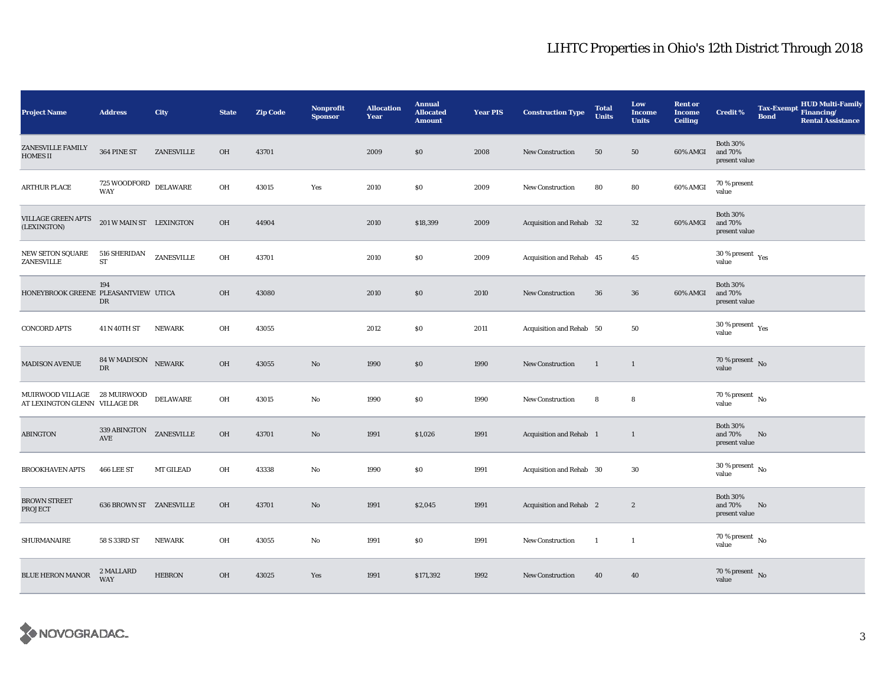# LIHTC Properties in Ohio's 12th District Through 2018

| Project Name | Address | City | State | Zip Code | Nonprofit Sponsor | Allocation Year | Annual Allocated Amount | Year PIS | Construction Type | Total Units | Low Income Units | Rent or Income Ceiling | Credit % | Tax-Exempt Bond | HUD Multi-Family Financing/ Rental Assistance |
|---|---|---|---|---|---|---|---|---|---|---|---|---|---|---|---|
| ZANESVILLE FAMILY HOMES II | 364 PINE ST | ZANESVILLE | OH | 43701 | | 2009 | $0 | 2008 | New Construction | 50 | 50 | 60% AMGI | Both 30% and 70% present value | | |
| ARTHUR PLACE | 725 WOODFORD WAY | DELAWARE | OH | 43015 | Yes | 2010 | $0 | 2009 | New Construction | 80 | 80 | 60% AMGI | 70 % present value | | |
| VILLAGE GREEN APTS (LEXINGTON) | 201 W MAIN ST | LEXINGTON | OH | 44904 | | 2010 | $18,399 | 2009 | Acquisition and Rehab | 32 | 32 | 60% AMGI | Both 30% and 70% present value | | |
| NEW SETON SQUARE ZANESVILLE | 516 SHERIDAN ST | ZANESVILLE | OH | 43701 | | 2010 | $0 | 2009 | Acquisition and Rehab | 45 | 45 | | 30 % present value | Yes | |
| HONEYBROOK GREENE | 194 PLEASANTVIEW DR | UTICA | OH | 43080 | | 2010 | $0 | 2010 | New Construction | 36 | 36 | 60% AMGI | Both 30% and 70% present value | | |
| CONCORD APTS | 41 N 40TH ST | NEWARK | OH | 43055 | | 2012 | $0 | 2011 | Acquisition and Rehab | 50 | 50 | | 30 % present value | Yes | |
| MADISON AVENUE | 84 W MADISON DR | NEWARK | OH | 43055 | No | 1990 | $0 | 1990 | New Construction | 1 | 1 | | 70 % present value | No | |
| MUIRWOOD VILLAGE AT LEXINGTON GLENN | 28 MUIRWOOD VILLAGE DR | DELAWARE | OH | 43015 | No | 1990 | $0 | 1990 | New Construction | 8 | 8 | | 70 % present value | No | |
| ABINGTON | 339 ABINGTON AVE | ZANESVILLE | OH | 43701 | No | 1991 | $1,026 | 1991 | Acquisition and Rehab | 1 | 1 | | Both 30% and 70% present value | No | |
| BROOKHAVEN APTS | 466 LEE ST | MT GILEAD | OH | 43338 | No | 1990 | $0 | 1991 | Acquisition and Rehab | 30 | 30 | | 30 % present value | No | |
| BROWN STREET PROJECT | 636 BROWN ST | ZANESVILLE | OH | 43701 | No | 1991 | $2,045 | 1991 | Acquisition and Rehab | 2 | 2 | | Both 30% and 70% present value | No | |
| SHURMANAIRE | 58 S 33RD ST | NEWARK | OH | 43055 | No | 1991 | $0 | 1991 | New Construction | 1 | 1 | | 70 % present value | No | |
| BLUE HERON MANOR | 2 MALLARD WAY | HEBRON | OH | 43025 | Yes | 1991 | $171,392 | 1992 | New Construction | 40 | 40 | | 70 % present value | No | |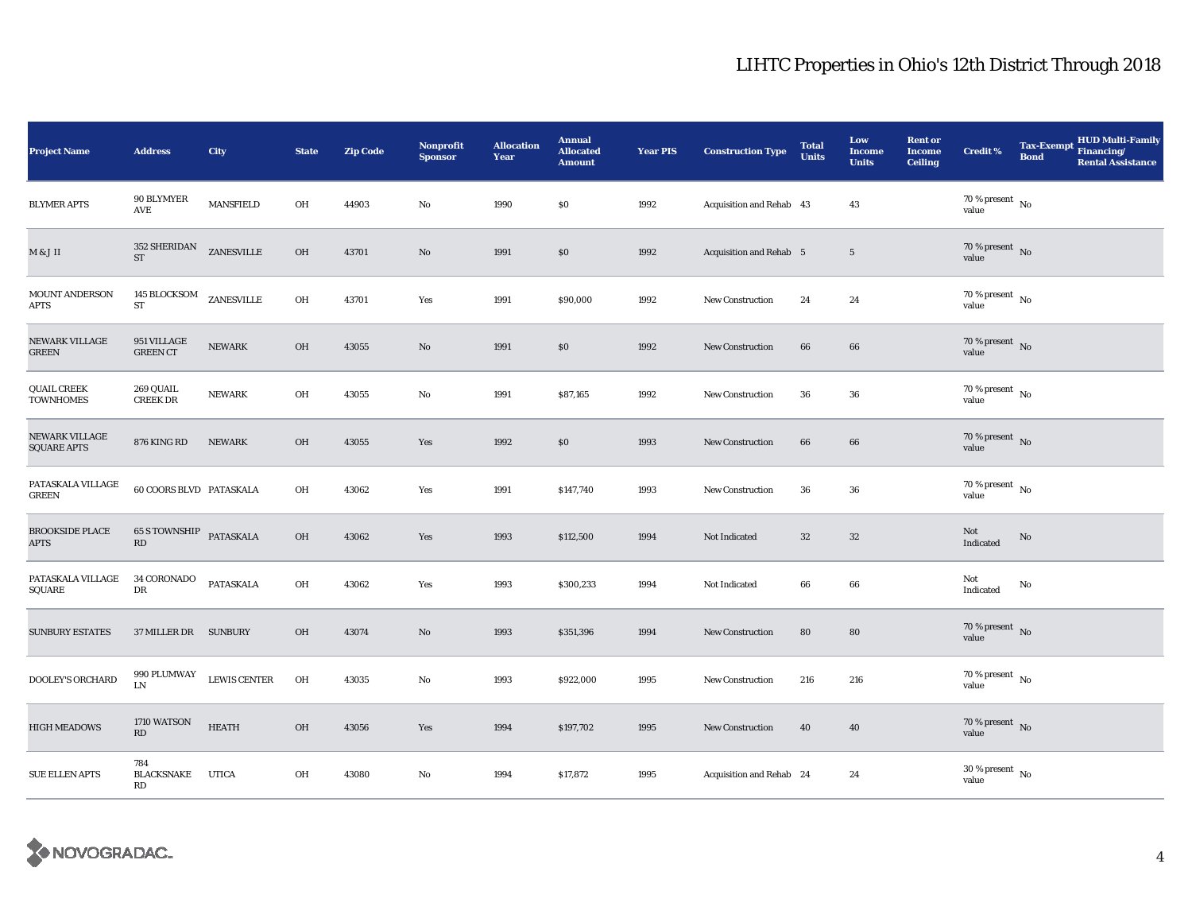# LIHTC Properties in Ohio's 12th District Through 2018

| Project Name | Address | City | State | Zip Code | Nonprofit Sponsor | Allocation Year | Annual Allocated Amount | Year PIS | Construction Type | Total Units | Low Income Units | Rent or Income Ceiling | Credit % | Tax-Exempt Bond | HUD Multi-Family Financing/ Rental Assistance |
|---|---|---|---|---|---|---|---|---|---|---|---|---|---|---|---|
| BLYMER APTS | 90 BLYMYER AVE | MANSFIELD | OH | 44903 | No | 1990 | $0 | 1992 | Acquisition and Rehab | 43 | 43 | | 70 % present value | No | |
| M & J II | 352 SHERIDAN ST | ZANESVILLE | OH | 43701 | No | 1991 | $0 | 1992 | Acquisition and Rehab | 5 | 5 | | 70 % present value | No | |
| MOUNT ANDERSON APTS | 145 BLOCKSOM ST | ZANESVILLE | OH | 43701 | Yes | 1991 | $90,000 | 1992 | New Construction | 24 | 24 | | 70 % present value | No | |
| NEWARK VILLAGE GREEN | 951 VILLAGE GREEN CT | NEWARK | OH | 43055 | No | 1991 | $0 | 1992 | New Construction | 66 | 66 | | 70 % present value | No | |
| QUAIL CREEK TOWNHOMES | 269 QUAIL CREEK DR | NEWARK | OH | 43055 | No | 1991 | $87,165 | 1992 | New Construction | 36 | 36 | | 70 % present value | No | |
| NEWARK VILLAGE SQUARE APTS | 876 KING RD | NEWARK | OH | 43055 | Yes | 1992 | $0 | 1993 | New Construction | 66 | 66 | | 70 % present value | No | |
| PATASKALA VILLAGE GREEN | 60 COORS BLVD | PATASKALA | OH | 43062 | Yes | 1991 | $147,740 | 1993 | New Construction | 36 | 36 | | 70 % present value | No | |
| BROOKSIDE PLACE APTS | 65 S TOWNSHIP RD | PATASKALA | OH | 43062 | Yes | 1993 | $112,500 | 1994 | Not Indicated | 32 | 32 | | Not Indicated | No | |
| PATASKALA VILLAGE SQUARE | 34 CORONADO DR | PATASKALA | OH | 43062 | Yes | 1993 | $300,233 | 1994 | Not Indicated | 66 | 66 | | Not Indicated | No | |
| SUNBURY ESTATES | 37 MILLER DR | SUNBURY | OH | 43074 | No | 1993 | $351,396 | 1994 | New Construction | 80 | 80 | | 70 % present value | No | |
| DOOLEY'S ORCHARD | 990 PLUMWAY LN | LEWIS CENTER | OH | 43035 | No | 1993 | $922,000 | 1995 | New Construction | 216 | 216 | | 70 % present value | No | |
| HIGH MEADOWS | 1710 WATSON RD | HEATH | OH | 43056 | Yes | 1994 | $197,702 | 1995 | New Construction | 40 | 40 | | 70 % present value | No | |
| SUE ELLEN APTS | 784 BLACKSNAKE RD | UTICA | OH | 43080 | No | 1994 | $17,872 | 1995 | Acquisition and Rehab | 24 | 24 | | 30 % present value | No | |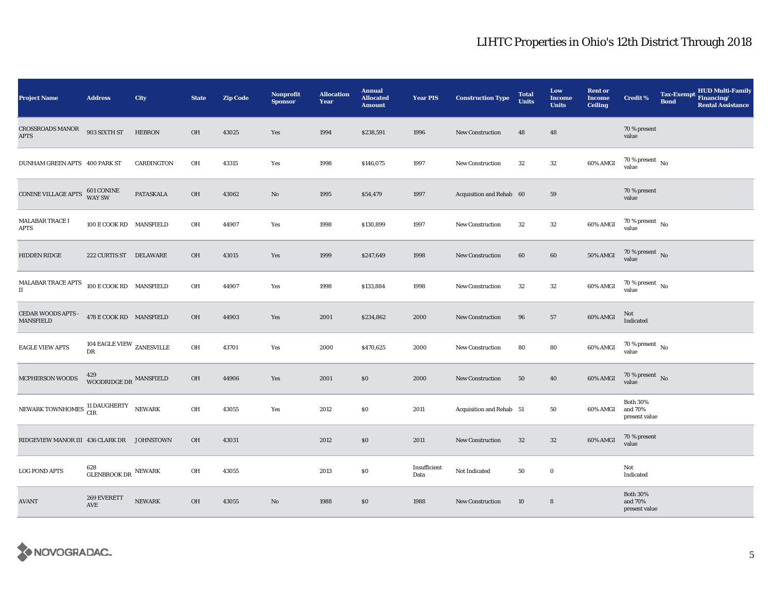# LIHTC Properties in Ohio's 12th District Through 2018

| Project Name | Address | City | State | Zip Code | Nonprofit Sponsor | Allocation Year | Annual Allocated Amount | Year PIS | Construction Type | Total Units | Low Income Units | Rent or Income Ceiling | Credit % | Tax-Exempt Bond | HUD Multi-Family Financing/ Rental Assistance |
|---|---|---|---|---|---|---|---|---|---|---|---|---|---|---|---|
| CROSSROADS MANOR APTS | 903 SIXTH ST | HEBRON | OH | 43025 | Yes | 1994 | $238,591 | 1996 | New Construction | 48 | 48 | | 70 % present value | | |
| DUNHAM GREEN APTS | 400 PARK ST | CARDINGTON | OH | 43315 | Yes | 1998 | $146,075 | 1997 | New Construction | 32 | 32 | 60% AMGI | 70 % present value | No | |
| CONINE VILLAGE APTS | 601 CONINE WAY SW | PATASKALA | OH | 43062 | No | 1995 | $54,479 | 1997 | Acquisition and Rehab | 60 | 59 | | 70 % present value | | |
| MALABAR TRACE I APTS | 100 E COOK RD | MANSFIELD | OH | 44907 | Yes | 1998 | $130,899 | 1997 | New Construction | 32 | 32 | 60% AMGI | 70 % present value | No | |
| HIDDEN RIDGE | 222 CURTIS ST | DELAWARE | OH | 43015 | Yes | 1999 | $247,649 | 1998 | New Construction | 60 | 60 | 50% AMGI | 70 % present value | No | |
| MALABAR TRACE APTS II | 100 E COOK RD | MANSFIELD | OH | 44907 | Yes | 1998 | $133,884 | 1998 | New Construction | 32 | 32 | 60% AMGI | 70 % present value | No | |
| CEDAR WOODS APTS - MANSFIELD | 478 E COOK RD | MANSFIELD | OH | 44903 | Yes | 2001 | $234,862 | 2000 | New Construction | 96 | 57 | 60% AMGI | Not Indicated | | |
| EAGLE VIEW APTS | 104 EAGLE VIEW DR | ZANESVILLE | OH | 43701 | Yes | 2000 | $470,625 | 2000 | New Construction | 80 | 80 | 60% AMGI | 70 % present value | No | |
| MCPHERSON WOODS | 429 WOODRIDGE DR | MANSFIELD | OH | 44906 | Yes | 2001 | $0 | 2000 | New Construction | 50 | 40 | 60% AMGI | 70 % present value | No | |
| NEWARK TOWNHOMES | 11 DAUGHERTY CIR | NEWARK | OH | 43055 | Yes | 2012 | $0 | 2011 | Acquisition and Rehab | 51 | 50 | 60% AMGI | Both 30% and 70% present value | | |
| RIDGEVIEW MANOR III | 436 CLARK DR | JOHNSTOWN | OH | 43031 | | 2012 | $0 | 2011 | New Construction | 32 | 32 | 60% AMGI | 70 % present value | | |
| LOG POND APTS | 628 GLENBROOK DR | NEWARK | OH | 43055 | | 2013 | $0 | Insufficient Data | Not Indicated | 50 | 0 | | Not Indicated | | |
| AVANT | 269 EVERETT AVE | NEWARK | OH | 43055 | No | 1988 | $0 | 1988 | New Construction | 10 | 8 | | Both 30% and 70% present value | | |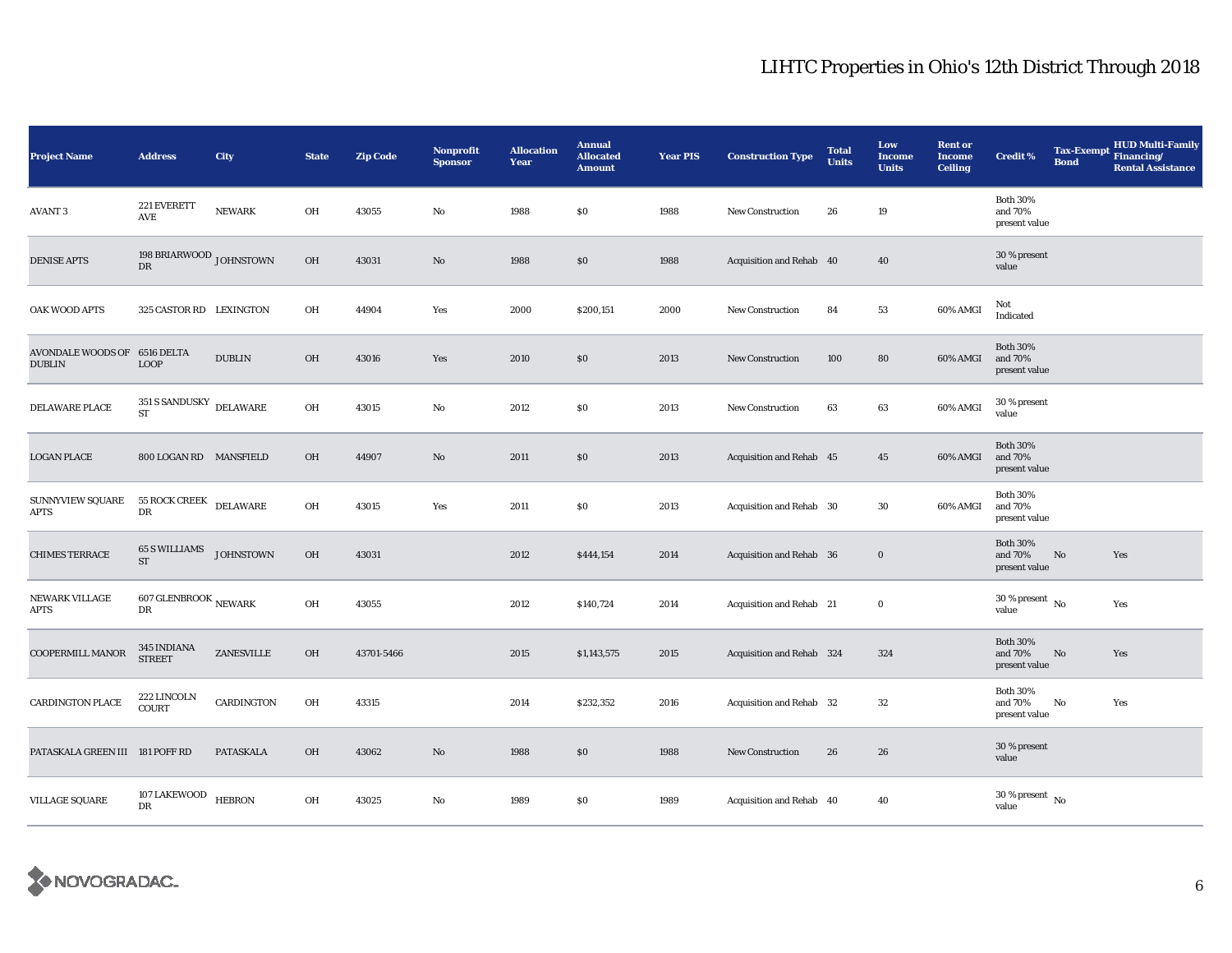# LIHTC Properties in Ohio's 12th District Through 2018

| Project Name | Address | City | State | Zip Code | Nonprofit Sponsor | Allocation Year | Annual Allocated Amount | Year PIS | Construction Type | Total Units | Low Income Units | Rent or Income Ceiling | Credit % | Tax-Exempt Bond | HUD Multi-Family Financing/ Rental Assistance |
|---|---|---|---|---|---|---|---|---|---|---|---|---|---|---|---|
| AVANT 3 | 221 EVERETT AVE | NEWARK | OH | 43055 | No | 1988 | $0 | 1988 | New Construction | 26 | 19 | | Both 30% and 70% present value | | |
| DENISE APTS | 198 BRIARWOOD DR | JOHNSTOWN | OH | 43031 | No | 1988 | $0 | 1988 | Acquisition and Rehab | 40 | 40 | | 30 % present value | | |
| OAK WOOD APTS | 325 CASTOR RD | LEXINGTON | OH | 44904 | Yes | 2000 | $200,151 | 2000 | New Construction | 84 | 53 | 60% AMGI | Not Indicated | | |
| AVONDALE WOODS OF DUBLIN | 6516 DELTA LOOP | DUBLIN | OH | 43016 | Yes | 2010 | $0 | 2013 | New Construction | 100 | 80 | 60% AMGI | Both 30% and 70% present value | | |
| DELAWARE PLACE | 351 S SANDUSKY ST | DELAWARE | OH | 43015 | No | 2012 | $0 | 2013 | New Construction | 63 | 63 | 60% AMGI | 30 % present value | | |
| LOGAN PLACE | 800 LOGAN RD | MANSFIELD | OH | 44907 | No | 2011 | $0 | 2013 | Acquisition and Rehab | 45 | 45 | 60% AMGI | Both 30% and 70% present value | | |
| SUNNYVIEW SQUARE APTS | 55 ROCK CREEK DR | DELAWARE | OH | 43015 | Yes | 2011 | $0 | 2013 | Acquisition and Rehab | 30 | 30 | 60% AMGI | Both 30% and 70% present value | | |
| CHIMES TERRACE | 65 S WILLIAMS ST | JOHNSTOWN | OH | 43031 | | 2012 | $444,154 | 2014 | Acquisition and Rehab | 36 | 0 | | Both 30% and 70% present value | No | Yes |
| NEWARK VILLAGE APTS | 607 GLENBROOK DR | NEWARK | OH | 43055 | | 2012 | $140,724 | 2014 | Acquisition and Rehab | 21 | 0 | | 30 % present value | No | Yes |
| COOPERMILL MANOR | 345 INDIANA STREET | ZANESVILLE | OH | 43701-5466 | | 2015 | $1,143,575 | 2015 | Acquisition and Rehab | 324 | 324 | | Both 30% and 70% present value | No | Yes |
| CARDINGTON PLACE | 222 LINCOLN COURT | CARDINGTON | OH | 43315 | | 2014 | $232,352 | 2016 | Acquisition and Rehab | 32 | 32 | | Both 30% and 70% present value | No | Yes |
| PATASKALA GREEN III | 181 POFF RD | PATASKALA | OH | 43062 | No | 1988 | $0 | 1988 | New Construction | 26 | 26 | | 30 % present value | | |
| VILLAGE SQUARE | 107 LAKEWOOD DR | HEBRON | OH | 43025 | No | 1989 | $0 | 1989 | Acquisition and Rehab | 40 | 40 | | 30 % present value | No | |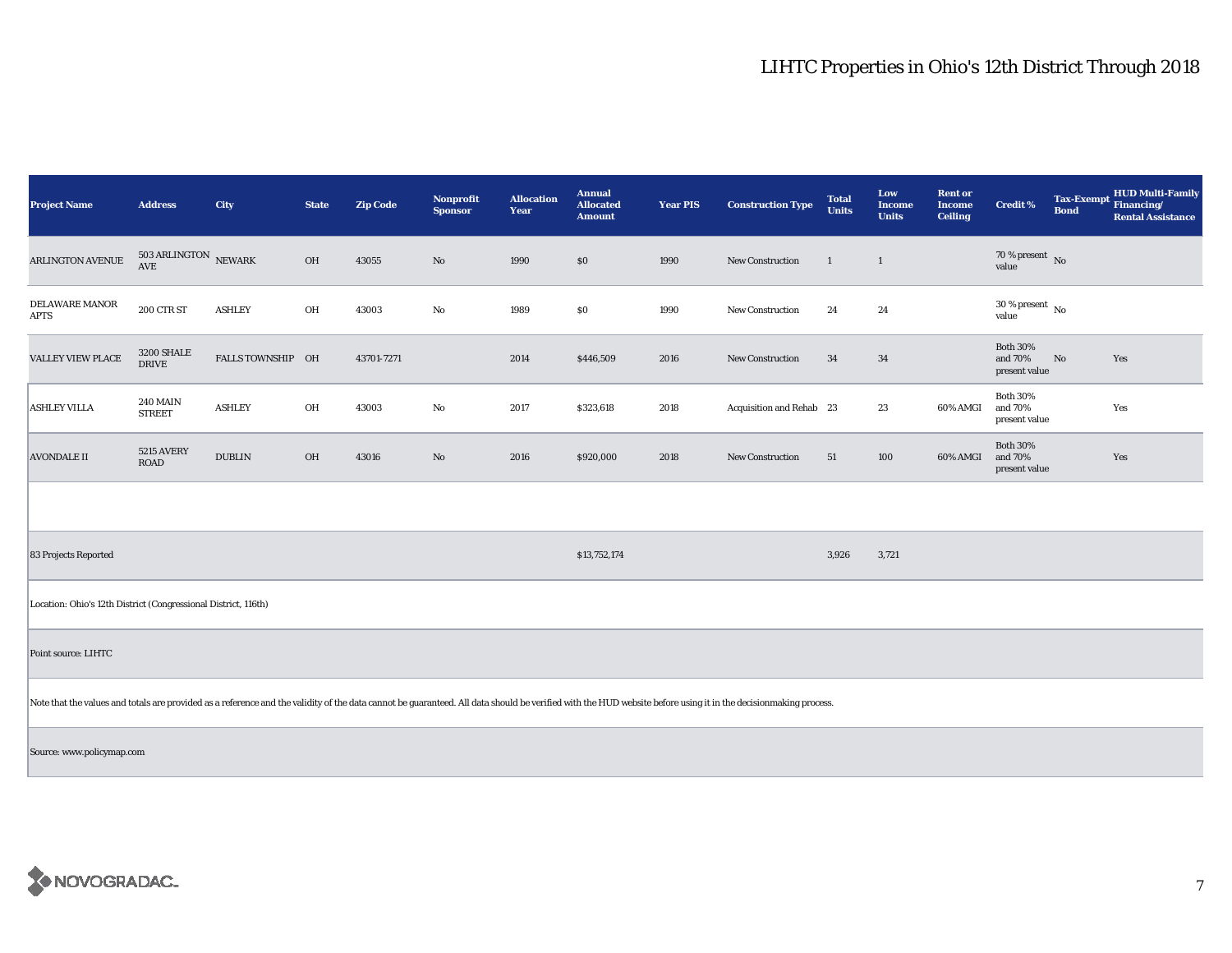# LIHTC Properties in Ohio's 12th District Through 2018

| Project Name | Address | City | State | Zip Code | Nonprofit Sponsor | Allocation Year | Annual Allocated Amount | Year PIS | Construction Type | Total Units | Low Income Units | Rent or Income Ceiling | Credit % | Tax-Exempt Bond | HUD Multi-Family Financing/ Rental Assistance |
|---|---|---|---|---|---|---|---|---|---|---|---|---|---|---|---|
| ARLINGTON AVENUE | 503 ARLINGTON AVE | NEWARK | OH | 43055 | No | 1990 | $0 | 1990 | New Construction | 1 | 1 | | 70 % present value | No | |
| DELAWARE MANOR APTS | 200 CTR ST | ASHLEY | OH | 43003 | No | 1989 | $0 | 1990 | New Construction | 24 | 24 | | 30 % present value | No | |
| VALLEY VIEW PLACE | 3200 SHALE DRIVE | FALLS TOWNSHIP | OH | 43701-7271 | | 2014 | $446,509 | 2016 | New Construction | 34 | 34 | | Both 30% and 70% present value | No | Yes |
| ASHLEY VILLA | 240 MAIN STREET | ASHLEY | OH | 43003 | No | 2017 | $323,618 | 2018 | Acquisition and Rehab | 23 | 23 | 60% AMGI | Both 30% and 70% present value | | Yes |
| AVONDALE II | 5215 AVERY ROAD | DUBLIN | OH | 43016 | No | 2016 | $920,000 | 2018 | New Construction | 51 | 100 | 60% AMGI | Both 30% and 70% present value | | Yes |
| | | | | | | | | | | | | | | | |
| 83 Projects Reported | | | | | | | $13,752,174 | | | 3,926 | 3,721 | | | | |

Location: Ohio's 12th District (Congressional District, 116th)

Point source: LIHTC

Note that the values and totals are provided as a reference and the validity of the data cannot be guaranteed. All data should be verified with the HUD website before using it in the decisionmaking process.

Source: www.policymap.com